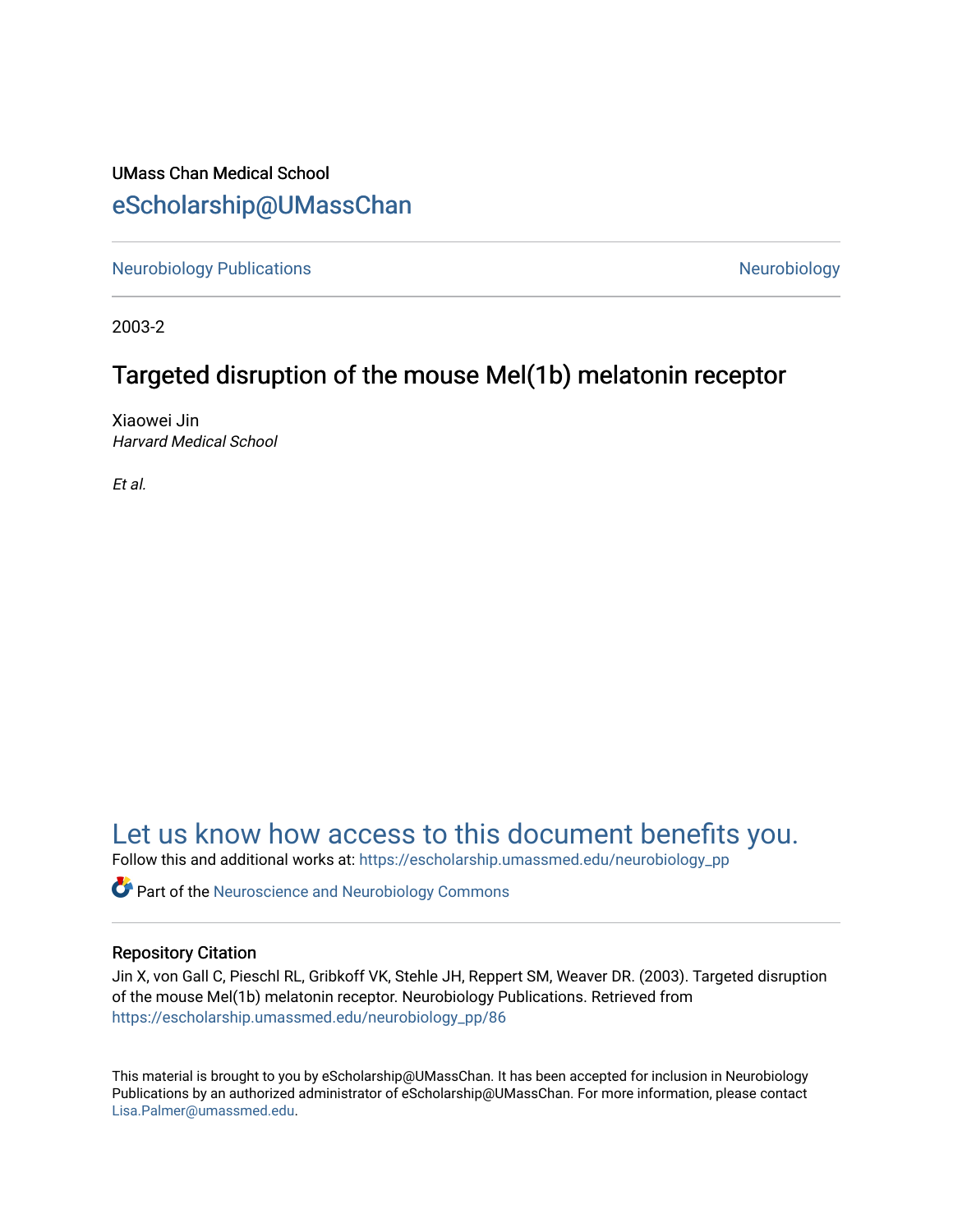UMass Chan Medical School

eScholarship@UMassChan

Neurobiology Publications

Neurobiology

2003-2

# Targeted disruption of the mouse Mel(1b) melatonin receptor

Xiaowei Jin
*Harvard Medical School*

*Et al.*

Let us know how access to this document benefits you.

Follow this and additional works at: https://escholarship.umassmed.edu/neurobiology_pp

Part of the Neuroscience and Neurobiology Commons

## Repository Citation

Jin X, von Gall C, Pieschl RL, Gribkoff VK, Stehle JH, Reppert SM, Weaver DR. (2003). Targeted disruption of the mouse Mel(1b) melatonin receptor. Neurobiology Publications. Retrieved from https://escholarship.umassmed.edu/neurobiology_pp/86

This material is brought to you by eScholarship@UMassChan. It has been accepted for inclusion in Neurobiology Publications by an authorized administrator of eScholarship@UMassChan. For more information, please contact Lisa.Palmer@umassmed.edu.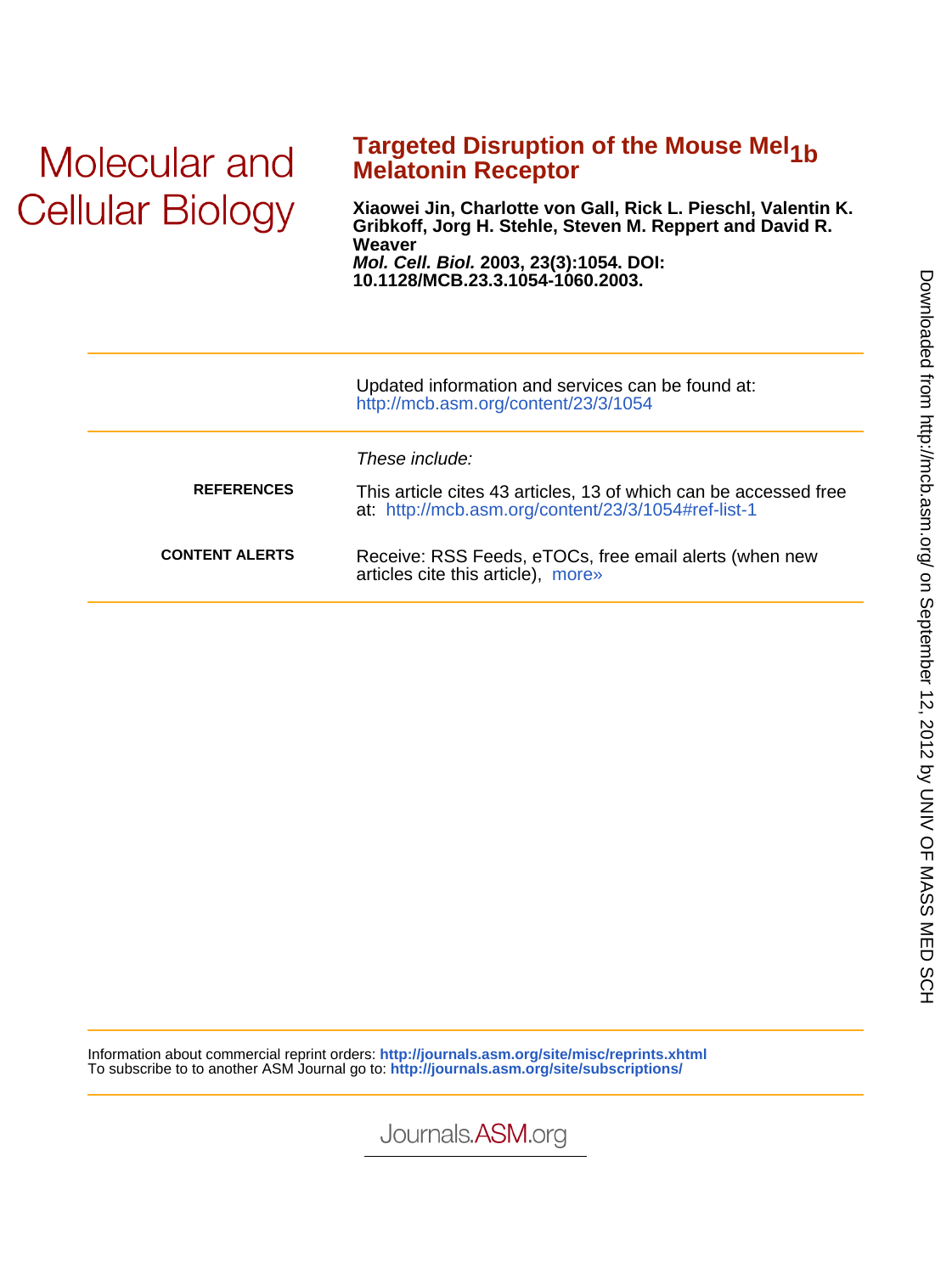Molecular and Cellular Biology

# Targeted Disruption of the Mouse $Mel_{1b}$ Melatonin Receptor

**Xiaowei Jin, Charlotte von Gall, Rick L. Pieschl, Valentin K. Gribkoff, Jorg H. Stehle, Steven M. Reppert and David R. Weaver**

***Mol. Cell. Biol.*** **2003, 23(3):1054. DOI: 10.1128/MCB.23.3.1054-1060.2003.**

Updated information and services can be found at:
http://mcb.asm.org/content/23/3/1054

*These include:*

**REFERENCES**

This article cites 43 articles, 13 of which can be accessed free at: http://mcb.asm.org/content/23/3/1054#ref-list-1

**CONTENT ALERTS**

Receive: RSS Feeds, eTOCs, free email alerts (when new articles cite this article), more»

Information about commercial reprint orders: **http://journals.asm.org/site/misc/reprints.xhtml**
To subscribe to to another ASM Journal go to: **http://journals.asm.org/site/subscriptions/**

Journals.ASM.org

Downloaded from http://mcb.asm.org/ on September 12, 2012 by UNIV OF MASS MED SCH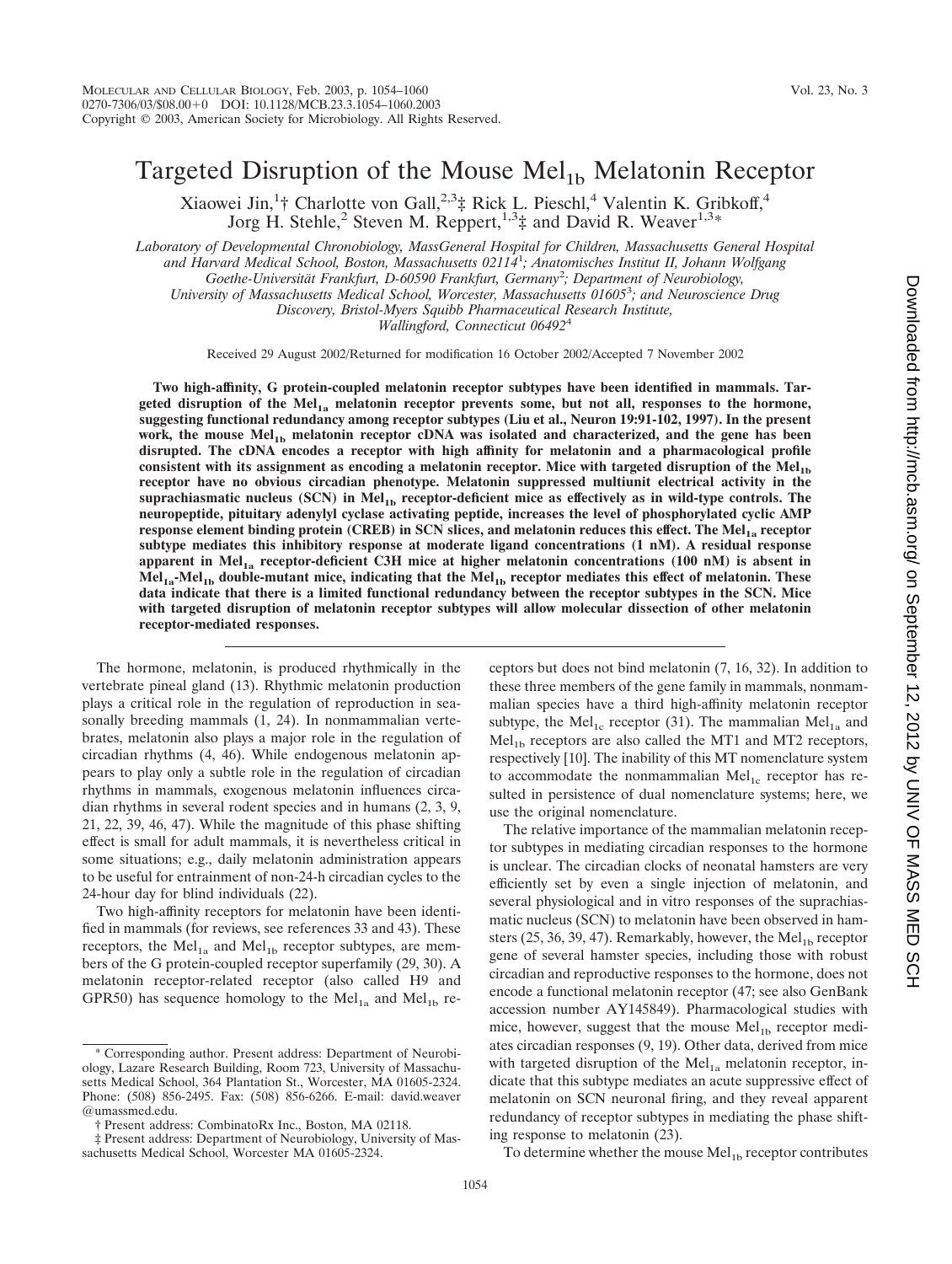# Targeted Disruption of the Mouse $Mel_{1b}$ Melatonin Receptor

Xiaowei Jin,[1]† Charlotte von Gall,[2,3]‡ Rick L. Pieschl,[4] Valentin K. Gribkoff,[4] Jorg H. Stehle,[2] Steven M. Reppert,[1,3]‡ and David R. Weaver[1,3]*

*Laboratory of Developmental Chronobiology, MassGeneral Hospital for Children, Massachusetts General Hospital and Harvard Medical School, Boston, Massachusetts 02114[1]; Anatomisches Institut II, Johann Wolfgang Goethe-Universität Frankfurt, D-60590 Frankfurt, Germany[2]; Department of Neurobiology, University of Massachusetts Medical School, Worcester, Massachusetts 01605[3]; and Neuroscience Drug Discovery, Bristol-Myers Squibb Pharmaceutical Research Institute, Wallingford, Connecticut 06492[4]*

Received 29 August 2002/Returned for modification 16 October 2002/Accepted 7 November 2002

**Two high-affinity, G protein-coupled melatonin receptor subtypes have been identified in mammals. Targeted disruption of the $Mel_{1a}$ melatonin receptor prevents some, but not all, responses to the hormone, suggesting functional redundancy among receptor subtypes (Liu et al., Neuron 19:91-102, 1997). In the present work, the mouse $Mel_{1b}$ melatonin receptor cDNA was isolated and characterized, and the gene has been disrupted. The cDNA encodes a receptor with high affinity for melatonin and a pharmacological profile consistent with its assignment as encoding a melatonin receptor. Mice with targeted disruption of the $Mel_{1b}$ receptor have no obvious circadian phenotype. Melatonin suppressed multiunit electrical activity in the suprachiasmatic nucleus (SCN) in $Mel_{1b}$ receptor-deficient mice as effectively as in wild-type controls. The neuropeptide, pituitary adenylyl cyclase activating peptide, increases the level of phosphorylated cyclic AMP response element binding protein (CREB) in SCN slices, and melatonin reduces this effect. The $Mel_{1a}$ receptor subtype mediates this inhibitory response at moderate ligand concentrations (1 nM). A residual response apparent in $Mel_{1a}$ receptor-deficient C3H mice at higher melatonin concentrations (100 nM) is absent in $Mel_{1a}$-$Mel_{1b}$ double-mutant mice, indicating that the $Mel_{1b}$ receptor mediates this effect of melatonin. These data indicate that there is a limited functional redundancy between the receptor subtypes in the SCN. Mice with targeted disruption of melatonin receptor subtypes will allow molecular dissection of other melatonin receptor-mediated responses.**

The hormone, melatonin, is produced rhythmically in the vertebrate pineal gland (13). Rhythmic melatonin production plays a critical role in the regulation of reproduction in seasonally breeding mammals (1, 24). In nonmammalian vertebrates, melatonin also plays a major role in the regulation of circadian rhythms (4, 46). While endogenous melatonin appears to play only a subtle role in the regulation of circadian rhythms in mammals, exogenous melatonin influences circadian rhythms in several rodent species and in humans (2, 3, 9, 21, 22, 39, 46, 47). While the magnitude of this phase shifting effect is small for adult mammals, it is nevertheless critical in some situations; e.g., daily melatonin administration appears to be useful for entrainment of non-24-h circadian cycles to the 24-hour day for blind individuals (22).

Two high-affinity receptors for melatonin have been identified in mammals (for reviews, see references 33 and 43). These receptors, the $Mel_{1a}$ and $Mel_{1b}$ receptor subtypes, are members of the G protein-coupled receptor superfamily (29, 30). A melatonin receptor-related receptor (also called H9 and GPR50) has sequence homology to the $Mel_{1a}$ and $Mel_{1b}$ receptors but does not bind melatonin (7, 16, 32). In addition to these three members of the gene family in mammals, nonmammalian species have a third high-affinity melatonin receptor subtype, the $Mel_{1c}$ receptor (31). The mammalian $Mel_{1a}$ and $Mel_{1b}$ receptors are also called the MT1 and MT2 receptors, respectively [10]. The inability of this MT nomenclature system to accommodate the nonmammalian $Mel_{1c}$ receptor has resulted in persistence of dual nomenclature systems; here, we use the original nomenclature.

The relative importance of the mammalian melatonin receptor subtypes in mediating circadian responses to the hormone is unclear. The circadian clocks of neonatal hamsters are very efficiently set by even a single injection of melatonin, and several physiological and in vitro responses of the suprachiasmatic nucleus (SCN) to melatonin have been observed in hamsters (25, 36, 39, 47). Remarkably, however, the $Mel_{1b}$ receptor gene of several hamster species, including those with robust circadian and reproductive responses to the hormone, does not encode a functional melatonin receptor (47; see also GenBank accession number AY145849). Pharmacological studies with mice, however, suggest that the mouse $Mel_{1b}$ receptor mediates circadian responses (9, 19). Other data, derived from mice with targeted disruption of the $Mel_{1a}$ melatonin receptor, indicate that this subtype mediates an acute suppressive effect of melatonin on SCN neuronal firing, and they reveal apparent redundancy of receptor subtypes in mediating the phase shifting response to melatonin (23).

To determine whether the mouse $Mel_{1b}$ receptor contributes

\* Corresponding author. Present address: Department of Neurobiology, Lazare Research Building, Room 723, University of Massachusetts Medical School, 364 Plantation St., Worcester, MA 01605-2324. Phone: (508) 856-2495. Fax: (508) 856-6266. E-mail: david.weaver@umassmed.edu.

† Present address: CombinatoRx Inc., Boston, MA 02118.

‡ Present address: Department of Neurobiology, University of Massachusetts Medical School, Worcester MA 01605-2324.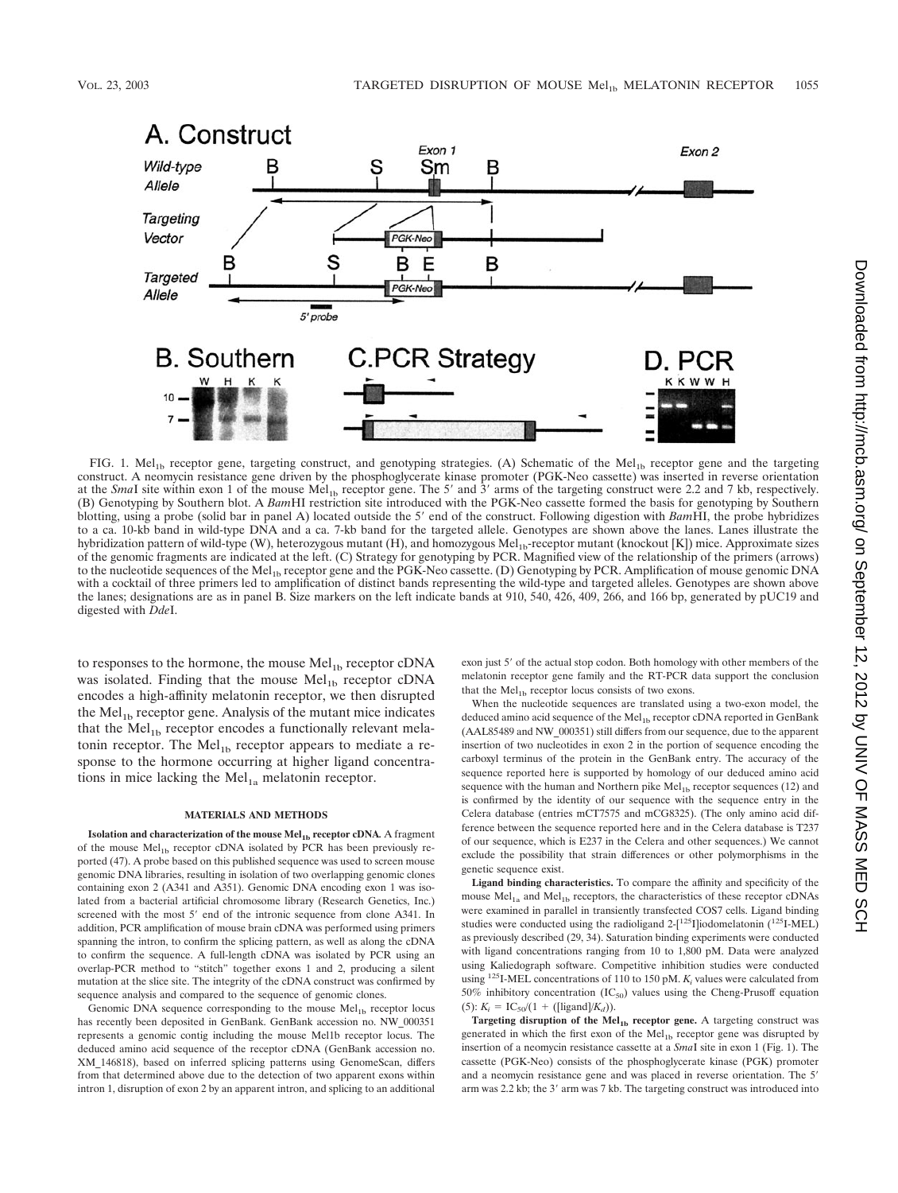FIG. 1. $Mel_{1b}$ receptor gene, targeting construct, and genotyping strategies. (A) Schematic of the $Mel_{1b}$ receptor gene and the targeting construct. A neomycin resistance gene driven by the phosphoglycerate kinase promoter (PGK-Neo cassette) was inserted in reverse orientation at the *Sma*I site within exon 1 of the mouse $Mel_{1b}$ receptor gene. The 5′ and 3′ arms of the targeting construct were 2.2 and 7 kb, respectively. (B) Genotyping by Southern blot. A *Bam*HI restriction site introduced with the PGK-Neo cassette formed the basis for genotyping by Southern blotting, using a probe (solid bar in panel A) located outside the 5′ end of the construct. Following digestion with *Bam*HI, the probe hybridizes to a ca. 10-kb band in wild-type DNA and a ca. 7-kb band for the targeted allele. Genotypes are shown above the lanes. Lanes illustrate the hybridization pattern of wild-type (W), heterozygous mutant (H), and homozygous $Mel_{1b}$-receptor mutant (knockout [K]) mice. Approximate sizes of the genomic fragments are indicated at the left. (C) Strategy for genotyping by PCR. Magnified view of the relationship of the primers (arrows) to the nucleotide sequences of the $Mel_{1b}$ receptor gene and the PGK-Neo cassette. (D) Genotyping by PCR. Amplification of mouse genomic DNA with a cocktail of three primers led to amplification of distinct bands representing the wild-type and targeted alleles. Genotypes are shown above the lanes; designations are as in panel B. Size markers on the left indicate bands at 910, 540, 426, 409, 266, and 166 bp, generated by pUC19 and digested with *Dde*I.

to responses to the hormone, the mouse $Mel_{1b}$ receptor cDNA was isolated. Finding that the mouse $Mel_{1b}$ receptor cDNA encodes a high-affinity melatonin receptor, we then disrupted the $Mel_{1b}$ receptor gene. Analysis of the mutant mice indicates that the $Mel_{1b}$ receptor encodes a functionally relevant melatonin receptor. The $Mel_{1b}$ receptor appears to mediate a response to the hormone occurring at higher ligand concentrations in mice lacking the $Mel_{1a}$ melatonin receptor.

## MATERIALS AND METHODS

**Isolation and characterization of the mouse $Mel_{1b}$ receptor cDNA.** A fragment of the mouse $Mel_{1b}$ receptor cDNA isolated by PCR has been previously reported (47). A probe based on this published sequence was used to screen mouse genomic DNA libraries, resulting in isolation of two overlapping genomic clones containing exon 2 (A341 and A351). Genomic DNA encoding exon 1 was isolated from a bacterial artificial chromosome library (Research Genetics, Inc.) screened with the most 5′ end of the intronic sequence from clone A341. In addition, PCR amplification of mouse brain cDNA was performed using primers spanning the intron, to confirm the splicing pattern, as well as along the cDNA to confirm the sequence. A full-length cDNA was isolated by PCR using an overlap-PCR method to "stitch" together exons 1 and 2, producing a silent mutation at the slice site. The integrity of the cDNA construct was confirmed by sequence analysis and compared to the sequence of genomic clones.

Genomic DNA sequence corresponding to the mouse $Mel_{1b}$ receptor locus has recently been deposited in GenBank. GenBank accession no. NW_000351 represents a genomic contig including the mouse Mel1b receptor locus. The deduced amino acid sequence of the receptor cDNA (GenBank accession no. XM_146818), based on inferred splicing patterns using GenomeScan, differs from that determined above due to the detection of two apparent exons within intron 1, disruption of exon 2 by an apparent intron, and splicing to an additional exon just 5′ of the actual stop codon. Both homology with other members of the melatonin receptor gene family and the RT-PCR data support the conclusion that the $Mel_{1b}$ receptor locus consists of two exons.

When the nucleotide sequences are translated using a two-exon model, the deduced amino acid sequence of the $Mel_{1b}$ receptor cDNA reported in GenBank (AAL85489 and NW_000351) still differs from our sequence, due to the apparent insertion of two nucleotides in exon 2 in the portion of sequence encoding the carboxyl terminus of the protein in the GenBank entry. The accuracy of the sequence reported here is supported by homology of our deduced amino acid sequence with the human and Northern pike $Mel_{1b}$ receptor sequences (12) and is confirmed by the identity of our sequence with the sequence entry in the Celera database (entries mCT7575 and mCG8325). (The only amino acid difference between the sequence reported here and in the Celera database is T237 of our sequence, which is E237 in the Celera and other sequences.) We cannot exclude the possibility that strain differences or other polymorphisms in the genetic sequence exist.

**Ligand binding characteristics.** To compare the affinity and specificity of the mouse $Mel_{1a}$ and $Mel_{1b}$ receptors, the characteristics of these receptor cDNAs were examined in parallel in transiently transfected COS7 cells. Ligand binding studies were conducted using the radioligand 2-[$^{125}$I]iodomelatonin ($^{125}$I-MEL) as previously described (29, 34). Saturation binding experiments were conducted with ligand concentrations ranging from 10 to 1,800 pM. Data were analyzed using Kaliedograph software. Competitive inhibition studies were conducted using $^{125}$I-MEL concentrations of 110 to 150 pM. $K_i$ values were calculated from 50% inhibitory concentration ($IC_{50}$) values using the Cheng-Prusoff equation (5): $K_i = IC_{50}/(1 + ([\text{ligand}]/K_d))$.

**Targeting disruption of the $Mel_{1b}$ receptor gene.** A targeting construct was generated in which the first exon of the $Mel_{1b}$ receptor gene was disrupted by insertion of a neomycin resistance cassette at a *Sma*I site in exon 1 (Fig. 1). The cassette (PGK-Neo) consists of the phosphoglycerate kinase (PGK) promoter and a neomycin resistance gene and was placed in reverse orientation. The 5′ arm was 2.2 kb; the 3′ arm was 7 kb. The targeting construct was introduced into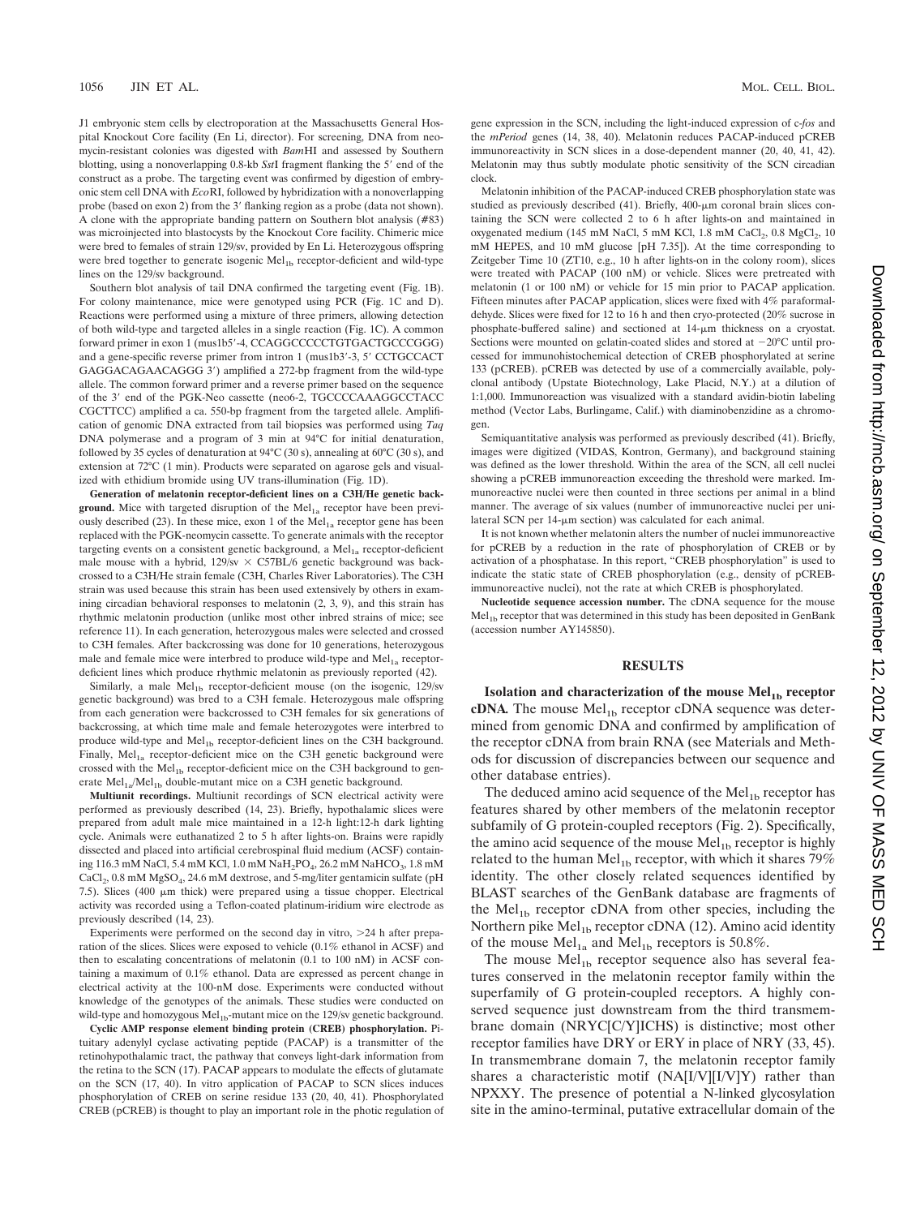J1 embryonic stem cells by electroporation at the Massachusetts General Hospital Knockout Core facility (En Li, director). For screening, DNA from neomycin-resistant colonies was digested with *Bam*HI and assessed by Southern blotting, using a nonoverlapping 0.8-kb *Sst*I fragment flanking the 5′ end of the construct as a probe. The targeting event was confirmed by digestion of embryonic stem cell DNA with *Eco*RI, followed by hybridization with a nonoverlapping probe (based on exon 2) from the 3′ flanking region as a probe (data not shown). A clone with the appropriate banding pattern on Southern blot analysis (#83) was microinjected into blastocysts by the Knockout Core facility. Chimeric mice were bred to females of strain 129/sv, provided by En Li. Heterozygous offspring were bred together to generate isogenic $Mel_{1b}$ receptor-deficient and wild-type lines on the 129/sv background.

Southern blot analysis of tail DNA confirmed the targeting event (Fig. 1B). For colony maintenance, mice were genotyped using PCR (Fig. 1C and D). Reactions were performed using a mixture of three primers, allowing detection of both wild-type and targeted alleles in a single reaction (Fig. 1C). A common forward primer in exon 1 (mus1b5′-4, CCAGGCCCCCTGTGACTGCCCGGG) and a gene-specific reverse primer from intron 1 (mus1b3′-3, 5′ CCTGCCACT GAGGACAGAACAGGG 3′) amplified a 272-bp fragment from the wild-type allele. The common forward primer and a reverse primer based on the sequence of the 3′ end of the PGK-Neo cassette (neo6-2, TGCCCCAAAGGCCTACC CGCTTCC) amplified a ca. 550-bp fragment from the targeted allele. Amplification of genomic DNA extracted from tail biopsies was performed using *Taq* DNA polymerase and a program of 3 min at 94°C for initial denaturation, followed by 35 cycles of denaturation at 94°C (30 s), annealing at 60°C (30 s), and extension at 72°C (1 min). Products were separated on agarose gels and visualized with ethidium bromide using UV trans-illumination (Fig. 1D).

**Generation of melatonin receptor-deficient lines on a C3H/He genetic background.** Mice with targeted disruption of the $Mel_{1a}$ receptor have been previously described (23). In these mice, exon 1 of the $Mel_{1a}$ receptor gene has been replaced with the PGK-neomycin cassette. To generate animals with the receptor targeting events on a consistent genetic background, a $Mel_{1a}$ receptor-deficient male mouse with a hybrid, 129/sv × C57BL/6 genetic background was backcrossed to a C3H/He strain female (C3H, Charles River Laboratories). The C3H strain was used because this strain has been used extensively by others in examining circadian behavioral responses to melatonin (2, 3, 9), and this strain has rhythmic melatonin production (unlike most other inbred strains of mice; see reference 11). In each generation, heterozygous males were selected and crossed to C3H females. After backcrossing was done for 10 generations, heterozygous male and female mice were interbred to produce wild-type and $Mel_{1a}$ receptor-deficient lines which produce rhythmic melatonin as previously reported (42).

Similarly, a male $Mel_{1b}$ receptor-deficient mouse (on the isogenic, 129/sv genetic background) was bred to a C3H female. Heterozygous male offspring from each generation were backcrossed to C3H females for six generations of backcrossing, at which time male and female heterozygotes were interbred to produce wild-type and $Mel_{1b}$ receptor-deficient lines on the C3H background. Finally, $Mel_{1a}$ receptor-deficient mice on the C3H genetic background were crossed with the $Mel_{1b}$ receptor-deficient mice on the C3H background to generate $Mel_{1a}$/$Mel_{1b}$ double-mutant mice on a C3H genetic background.

**Multiunit recordings.** Multiunit recordings of SCN electrical activity were performed as previously described (14, 23). Briefly, hypothalamic slices were prepared from adult male mice maintained in a 12-h light:12-h dark lighting cycle. Animals were euthanatized 2 to 5 h after lights-on. Brains were rapidly dissected and placed into artificial cerebrospinal fluid medium (ACSF) containing 116.3 mM NaCl, 5.4 mM KCl, 1.0 mM $NaH_2PO_4$, 26.2 mM $NaHCO_3$, 1.8 mM $CaCl_2$, 0.8 mM $MgSO_4$, 24.6 mM dextrose, and 5-mg/liter gentamicin sulfate (pH 7.5). Slices (400 μm thick) were prepared using a tissue chopper. Electrical activity was recorded using a Teflon-coated platinum-iridium wire electrode as previously described (14, 23).

Experiments were performed on the second day in vitro, >24 h after preparation of the slices. Slices were exposed to vehicle (0.1% ethanol in ACSF) and then to escalating concentrations of melatonin (0.1 to 100 nM) in ACSF containing a maximum of 0.1% ethanol. Data are expressed as percent change in electrical activity at the 100-nM dose. Experiments were conducted without knowledge of the genotypes of the animals. These studies were conducted on wild-type and homozygous $Mel_{1b}$-mutant mice on the 129/sv genetic background.

**Cyclic AMP response element binding protein (CREB) phosphorylation.** Pituitary adenylyl cyclase activating peptide (PACAP) is a transmitter of the retinohypothalamic tract, the pathway that conveys light-dark information from the retina to the SCN (17). PACAP appears to modulate the effects of glutamate on the SCN (17, 40). In vitro application of PACAP to SCN slices induces phosphorylation of CREB on serine residue 133 (20, 40, 41). Phosphorylated CREB (pCREB) is thought to play an important role in the photic regulation of gene expression in the SCN, including the light-induced expression of c-*fos* and the *mPeriod* genes (14, 38, 40). Melatonin reduces PACAP-induced pCREB immunoreactivity in SCN slices in a dose-dependent manner (20, 40, 41, 42). Melatonin may thus subtly modulate photic sensitivity of the SCN circadian clock.

Melatonin inhibition of the PACAP-induced CREB phosphorylation state was studied as previously described (41). Briefly, 400-μm coronal brain slices containing the SCN were collected 2 to 6 h after lights-on and maintained in oxygenated medium (145 mM NaCl, 5 mM KCl, 1.8 mM $CaCl_2$, 0.8 $MgCl_2$, 10 mM HEPES, and 10 mM glucose [pH 7.35]). At the time corresponding to Zeitgeber Time 10 (ZT10, e.g., 10 h after lights-on in the colony room), slices were treated with PACAP (100 nM) or vehicle. Slices were pretreated with melatonin (1 or 100 nM) or vehicle for 15 min prior to PACAP application. Fifteen minutes after PACAP application, slices were fixed with 4% paraformaldehyde. Slices were fixed for 12 to 16 h and then cryo-protected (20% sucrose in phosphate-buffered saline) and sectioned at 14-μm thickness on a cryostat. Sections were mounted on gelatin-coated slides and stored at −20°C until processed for immunohistochemical detection of CREB phosphorylated at serine 133 (pCREB). pCREB was detected by use of a commercially available, polyclonal antibody (Upstate Biotechnology, Lake Placid, N.Y.) at a dilution of 1:1,000. Immunoreaction was visualized with a standard avidin-biotin labeling method (Vector Labs, Burlingame, Calif.) with diaminobenzidine as a chromogen.

Semiquantitative analysis was performed as previously described (41). Briefly, images were digitized (VIDAS, Kontron, Germany), and background staining was defined as the lower threshold. Within the area of the SCN, all cell nuclei showing a pCREB immunoreaction exceeding the threshold were marked. Immunoreactive nuclei were then counted in three sections per animal in a blind manner. The average of six values (number of immunoreactive nuclei per unilateral SCN per 14-μm section) was calculated for each animal.

It is not known whether melatonin alters the number of nuclei immunoreactive for pCREB by a reduction in the rate of phosphorylation of CREB or by activation of a phosphatase. In this report, "CREB phosphorylation" is used to indicate the static state of CREB phosphorylation (e.g., density of pCREB-immunoreactive nuclei), not the rate at which CREB is phosphorylated.

**Nucleotide sequence accession number.** The cDNA sequence for the mouse $Mel_{1b}$ receptor that was determined in this study has been deposited in GenBank (accession number AY145850).

## RESULTS

**Isolation and characterization of the mouse $Mel_{1b}$ receptor cDNA.** The mouse $Mel_{1b}$ receptor cDNA sequence was determined from genomic DNA and confirmed by amplification of the receptor cDNA from brain RNA (see Materials and Methods for discussion of discrepancies between our sequence and other database entries).

The deduced amino acid sequence of the $Mel_{1b}$ receptor has features shared by other members of the melatonin receptor subfamily of G protein-coupled receptors (Fig. 2). Specifically, the amino acid sequence of the mouse $Mel_{1b}$ receptor is highly related to the human $Mel_{1b}$ receptor, with which it shares 79% identity. The other closely related sequences identified by BLAST searches of the GenBank database are fragments of the $Mel_{1b}$ receptor cDNA from other species, including the Northern pike $Mel_{1b}$ receptor cDNA (12). Amino acid identity of the mouse $Mel_{1a}$ and $Mel_{1b}$ receptors is 50.8%.

The mouse $Mel_{1b}$ receptor sequence also has several features conserved in the melatonin receptor family within the superfamily of G protein-coupled receptors. A highly conserved sequence just downstream from the third transmembrane domain (NRYC[C/Y]ICHS) is distinctive; most other receptor families have DRY or ERY in place of NRY (33, 45). In transmembrane domain 7, the melatonin receptor family shares a characteristic motif (NA[I/V][I/V]Y) rather than NPXXY. The presence of potential a N-linked glycosylation site in the amino-terminal, putative extracellular domain of the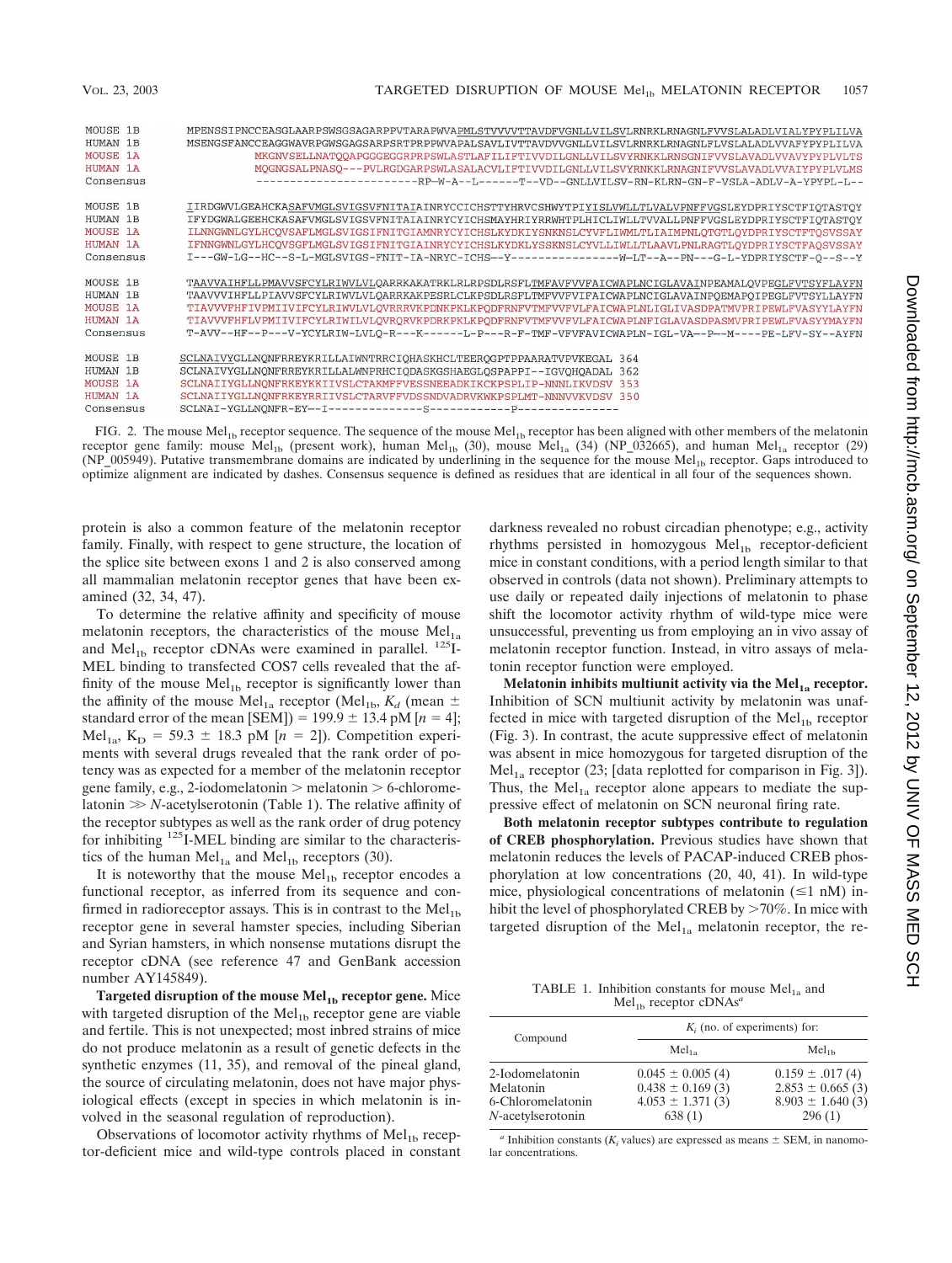```
MOUSE 1B    MPENSSIPNCCEASGLAARPSWSGSAGARPPVTARAPWVAPMLSTVVVVTTAVDFVGNLLVILSVLRNRKLRNAGNLFVVSLALADLVIALYPYPLILVA
HUMAN 1B    MSENGSFANCCEAGGWAVRPGWSGAGSARPSRTPRPPWVAPALSAVLIVTTAVDVVGNLLVILSVLRNRKLRNAGNLFLVSLALADLVVAFYPYPLILVA
MOUSE 1A              MKGNVSELLNATQQAPGGGEGGRPRPSWLASTLAFILIFTIVVDILGNLLVILSVYRNKKLRNSGNIFVVSLAVADLVVAVYPYPLVLTS
HUMAN 1A              MQGNGSALPNASQ---PVLRGDGARPSWLASALACVLIFTIVVDILGNLLVILSVYRNKKLRNAGNIFVVSLAVADLVVAIYPYPLVLMS
Consensus             -----------------------RP-W-A--L------T--VD--GNLLVILSV-RN-KLRN-GN-F-VSLA-ADLV-A-YPYPL-L--

MOUSE 1B    IIRDGWVLGEAHCKASAFVMGLSVIGSVFNITAIAINRYCCICHSTTYHRVCSHWYTPIYISLVWLLTLVALVPNFFVGSLEYDPRIYSCTFIQTASTQY
HUMAN 1B    IFYDGWALGEEHCKASAFVMGLSVIGSVFNITAIAINRYCYICHSMAYHRIYRRWHTPLHICLIWLLTVVALLPNFFVGSLEYDPRIYSCTFIQTASTQY
MOUSE 1A    ILNNGWNLGYLHCQVSAFLMGLSVIGSIFNITGIAMNRYCYICHSLKYDKIYSNKNSLCYVFLIWMLTLIAIMPNLQTGTLQYDPRIYSCTFTQSVSSAY
HUMAN 1A    IFNNGWNLGYLHCQVSGFLMGLSVIGSIFNITGIAINRYCYICHSLKYDKLYSSKNSLCYVLLIWLLTLAAVLPNLRAGTLQYDPRIYSCTFAQSVSSAY
Consensus   I---GW-LG--HC--S-L-MGLSVIGS-FNIT-IA-NRYC-ICHS--Y----------------W-LT--A--PN---G-L-YDPRIYSCTF--Q--S--Y

MOUSE 1B    TAAVVAIHFLLPMAVVSFCYLRIWVLVLQARRKAKATRKLRLRPSDLRSFLTMFAVFVVFAICWAPLNCIGLAVAINPEAMALQVPEGLFVTSYFLAYFN
HUMAN 1B    TAAVVVIHFLLPIAVVSFCYLRIWVLVLQARRKAKPESRLCLKPSDLRSFLTMFVVFVIFAICWAPLNCIGLAVAINPQEMAPQIPEGLFVTSYLLAYFN
MOUSE 1A    TIAVVVFHFIVPMIIVIFCYLRIWVLVLQVRRRVKPDNKPKLKPQDFRNFVTMFVVFVLFAICWAPLNLIGLIVASDPATMVPRIPEWLFVASYYLAYFN
HUMAN 1A    TIAVVVFHFLVPMIIVIFCYLRIWILVLQVRQRVKPDRKPKLKPQDFRNFVTMFVVFVLFAICWAPLNFIGLAVASDPASMVPRIPEWLFVASYYMAYFN
Consensus   T-AVV--HF--P---V-YCYLRIW-LVLQ-R---K------L-P---R-F-TMF-VFVFAVICWAPLN-IGL-VA--P--M----PE-LFV-SY--AYFN

MOUSE 1B    SCLNAIVYGLLNQNFRREYKRILLAIWNTRRCIQHASKHCLTEERQGPTPPAARATVPVKEGAL 364
HUMAN 1B    SCLNAIVYGLLNQNFRREYKRILLALWNPRHCIQDASKGSHAEGLQSPAPPI--IGVQHQADAL 362
MOUSE 1A    SCLNAIIYGLLNQNFRKEYKKIIVSLCTAKMFFVESSNEEADKIKCKPSPLIP-NNNLIKVDSV 353
HUMAN 1A    SCLNAIIYGLLNQNFRKEYRRIIVSLCTARVFFVDSSNDVADRVKWKPSPLMT-NNNVVKVDSV 350
Consensus   SCLNAI-YGLLNQNFR-EY--I--------------S------------P---------------
```

FIG. 2. The mouse $Mel_{1b}$ receptor sequence. The sequence of the mouse $Mel_{1b}$ receptor has been aligned with other members of the melatonin receptor gene family: mouse $Mel_{1b}$ (present work), human $Mel_{1b}$ (30), mouse $Mel_{1a}$ (34) (NP_032665), and human $Mel_{1a}$ receptor (29) (NP_005949). Putative transmembrane domains are indicated by underlining in the sequence for the mouse $Mel_{1b}$ receptor. Gaps introduced to optimize alignment are indicated by dashes. Consensus sequence is defined as residues that are identical in all four of the sequences shown.

protein is also a common feature of the melatonin receptor family. Finally, with respect to gene structure, the location of the splice site between exons 1 and 2 is also conserved among all mammalian melatonin receptor genes that have been examined (32, 34, 47).

To determine the relative affinity and specificity of mouse melatonin receptors, the characteristics of the mouse $Mel_{1a}$ and $Mel_{1b}$ receptor cDNAs were examined in parallel. $^{125}$I-MEL binding to transfected COS7 cells revealed that the affinity of the mouse $Mel_{1b}$ receptor is significantly lower than the affinity of the mouse $Mel_{1a}$ receptor ($Mel_{1b}$, $K_d$ (mean ± standard error of the mean [SEM]) = 199.9 ± 13.4 pM [$n = 4$]; $Mel_{1a}$, $K_D$ = 59.3 ± 18.3 pM [$n = 2$]). Competition experiments with several drugs revealed that the rank order of potency was as expected for a member of the melatonin receptor gene family, e.g., 2-iodomelatonin > melatonin > 6-chloromelatonin ≫ *N*-acetylserotonin (Table 1). The relative affinity of the receptor subtypes as well as the rank order of drug potency for inhibiting $^{125}$I-MEL binding are similar to the characteristics of the human $Mel_{1a}$ and $Mel_{1b}$ receptors (30).

It is noteworthy that the mouse $Mel_{1b}$ receptor encodes a functional receptor, as inferred from its sequence and confirmed in radioreceptor assays. This is in contrast to the $Mel_{1b}$ receptor gene in several hamster species, including Siberian and Syrian hamsters, in which nonsense mutations disrupt the receptor cDNA (see reference 47 and GenBank accession number AY145849).

**Targeted disruption of the mouse $Mel_{1b}$ receptor gene.** Mice with targeted disruption of the $Mel_{1b}$ receptor gene are viable and fertile. This is not unexpected; most inbred strains of mice do not produce melatonin as a result of genetic defects in the synthetic enzymes (11, 35), and removal of the pineal gland, the source of circulating melatonin, does not have major physiological effects (except in species in which melatonin is involved in the seasonal regulation of reproduction).

Observations of locomotor activity rhythms of $Mel_{1b}$ receptor-deficient mice and wild-type controls placed in constant darkness revealed no robust circadian phenotype; e.g., activity rhythms persisted in homozygous $Mel_{1b}$ receptor-deficient mice in constant conditions, with a period length similar to that observed in controls (data not shown). Preliminary attempts to use daily or repeated daily injections of melatonin to phase shift the locomotor activity rhythm of wild-type mice were unsuccessful, preventing us from employing an in vivo assay of melatonin receptor function. Instead, in vitro assays of melatonin receptor function were employed.

**Melatonin inhibits multiunit activity via the $Mel_{1a}$ receptor.** Inhibition of SCN multiunit activity by melatonin was unaffected in mice with targeted disruption of the $Mel_{1b}$ receptor (Fig. 3). In contrast, the acute suppressive effect of melatonin was absent in mice homozygous for targeted disruption of the $Mel_{1a}$ receptor (23; [data replotted for comparison in Fig. 3]). Thus, the $Mel_{1a}$ receptor alone appears to mediate the suppressive effect of melatonin on SCN neuronal firing rate.

**Both melatonin receptor subtypes contribute to regulation of CREB phosphorylation.** Previous studies have shown that melatonin reduces the levels of PACAP-induced CREB phosphorylation at low concentrations (20, 40, 41). In wild-type mice, physiological concentrations of melatonin (≤1 nM) inhibit the level of phosphorylated CREB by >70%. In mice with targeted disruption of the $Mel_{1a}$ melatonin receptor, the re-

TABLE 1. Inhibition constants for mouse $Mel_{1a}$ and $Mel_{1b}$ receptor cDNAs[a]

| Compound | $K_i$ (no. of experiments) for: | |
|---|---|---|
| | $Mel_{1a}$ | $Mel_{1b}$ |
| 2-Iodomelatonin | 0.045 ± 0.005 (4) | 0.159 ± .017 (4) |
| Melatonin | 0.438 ± 0.169 (3) | 2.853 ± 0.665 (3) |
| 6-Chloromelatonin | 4.053 ± 1.371 (3) | 8.903 ± 1.640 (3) |
| *N*-acetylserotonin | 638 (1) | 296 (1) |

[a] Inhibition constants ($K_i$ values) are expressed as means ± SEM, in nanomolar concentrations.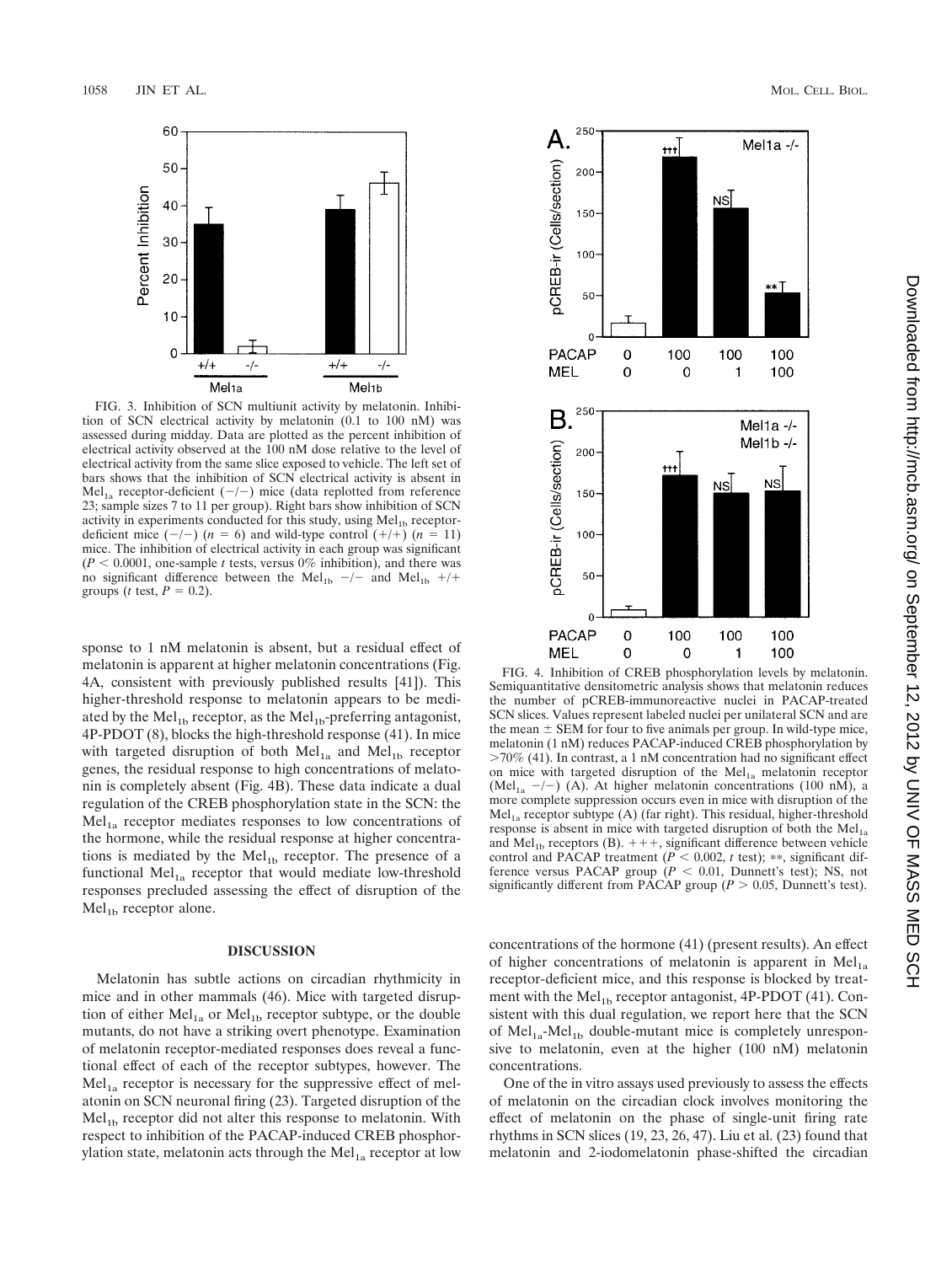FIG. 3. Inhibition of SCN multiunit activity by melatonin. Inhibition of SCN electrical activity by melatonin (0.1 to 100 nM) was assessed during midday. Data are plotted as the percent inhibition of electrical activity observed at the 100 nM dose relative to the level of electrical activity from the same slice exposed to vehicle. The left set of bars shows that the inhibition of SCN electrical activity is absent in $Mel_{1a}$ receptor-deficient (−/−) mice (data replotted from reference 23; sample sizes 7 to 11 per group). Right bars show inhibition of SCN activity in experiments conducted for this study, using $Mel_{1b}$ receptor-deficient mice (−/−) ($n = 6$) and wild-type control (+/+) ($n = 11$) mice. The inhibition of electrical activity in each group was significant ($P < 0.0001$, one-sample $t$ tests, versus 0% inhibition), and there was no significant difference between the $Mel_{1b}$ −/− and $Mel_{1b}$ +/+ groups ($t$ test, $P = 0.2$).

sponse to 1 nM melatonin is absent, but a residual effect of melatonin is apparent at higher melatonin concentrations (Fig. 4A, consistent with previously published results [41]). This higher-threshold response to melatonin appears to be mediated by the $Mel_{1b}$ receptor, as the $Mel_{1b}$-preferring antagonist, 4P-PDOT (8), blocks the high-threshold response (41). In mice with targeted disruption of both $Mel_{1a}$ and $Mel_{1b}$ receptor genes, the residual response to high concentrations of melatonin is completely absent (Fig. 4B). These data indicate a dual regulation of the CREB phosphorylation state in the SCN: the $Mel_{1a}$ receptor mediates responses to low concentrations of the hormone, while the residual response at higher concentrations is mediated by the $Mel_{1b}$ receptor. The presence of a functional $Mel_{1a}$ receptor that would mediate low-threshold responses precluded assessing the effect of disruption of the $Mel_{1b}$ receptor alone.

FIG. 4. Inhibition of CREB phosphorylation levels by melatonin. Semiquantitative densitometric analysis shows that melatonin reduces the number of pCREB-immunoreactive nuclei in PACAP-treated SCN slices. Values represent labeled nuclei per unilateral SCN and are the mean ± SEM for four to five animals per group. In wild-type mice, melatonin (1 nM) reduces PACAP-induced CREB phosphorylation by >70% (41). In contrast, a 1 nM concentration had no significant effect on mice with targeted disruption of the $Mel_{1a}$ melatonin receptor ($Mel_{1a}$ −/−) (A). At higher melatonin concentrations (100 nM), a more complete suppression occurs even in mice with disruption of the $Mel_{1a}$ receptor subtype (A) (far right). This residual, higher-threshold response is absent in mice with targeted disruption of both the $Mel_{1a}$ and $Mel_{1b}$ receptors (B). +++, significant difference between vehicle control and PACAP treatment ($P < 0.002$, $t$ test); **, significant difference versus PACAP group ($P < 0.01$, Dunnett's test); NS, not significantly different from PACAP group ($P > 0.05$, Dunnett's test).

## DISCUSSION

Melatonin has subtle actions on circadian rhythmicity in mice and in other mammals (46). Mice with targeted disruption of either $Mel_{1a}$ or $Mel_{1b}$ receptor subtype, or the double mutants, do not have a striking overt phenotype. Examination of melatonin receptor-mediated responses does reveal a functional effect of each of the receptor subtypes, however. The $Mel_{1a}$ receptor is necessary for the suppressive effect of melatonin on SCN neuronal firing (23). Targeted disruption of the $Mel_{1b}$ receptor did not alter this response to melatonin. With respect to inhibition of the PACAP-induced CREB phosphorylation state, melatonin acts through the $Mel_{1a}$ receptor at low concentrations of the hormone (41) (present results). An effect of higher concentrations of melatonin is apparent in $Mel_{1a}$ receptor-deficient mice, and this response is blocked by treatment with the $Mel_{1b}$ receptor antagonist, 4P-PDOT (41). Consistent with this dual regulation, we report here that the SCN of $Mel_{1a}$-$Mel_{1b}$ double-mutant mice is completely unresponsive to melatonin, even at the higher (100 nM) melatonin concentrations.

One of the in vitro assays used previously to assess the effects of melatonin on the circadian clock involves monitoring the effect of melatonin on the phase of single-unit firing rate rhythms in SCN slices (19, 23, 26, 47). Liu et al. (23) found that melatonin and 2-iodomelatonin phase-shifted the circadian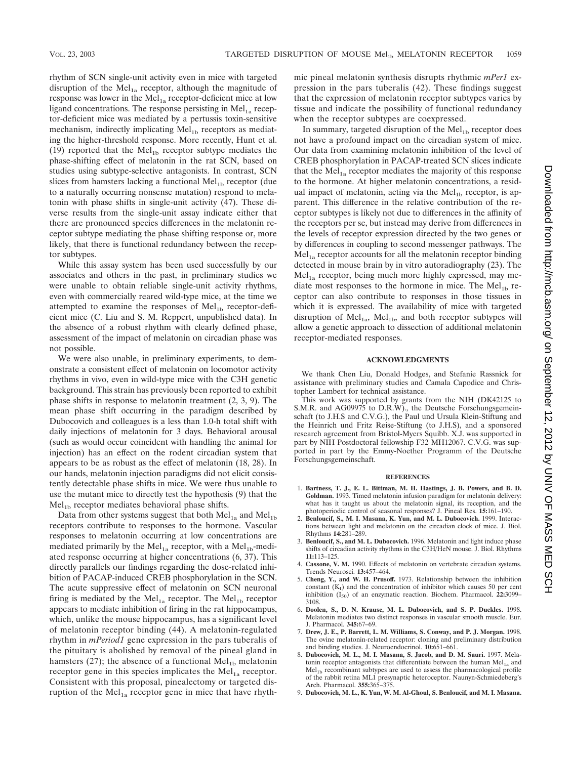rhythm of SCN single-unit activity even in mice with targeted disruption of the $Mel_{1a}$ receptor, although the magnitude of response was lower in the $Mel_{1a}$ receptor-deficient mice at low ligand concentrations. The response persisting in $Mel_{1a}$ receptor-deficient mice was mediated by a pertussis toxin-sensitive mechanism, indirectly implicating $Mel_{1b}$ receptors as mediating the higher-threshold response. More recently, Hunt et al. (19) reported that the $Mel_{1b}$ receptor subtype mediates the phase-shifting effect of melatonin in the rat SCN, based on studies using subtype-selective antagonists. In contrast, SCN slices from hamsters lacking a functional $Mel_{1b}$ receptor (due to a naturally occurring nonsense mutation) respond to melatonin with phase shifts in single-unit activity (47). These diverse results from the single-unit assay indicate either that there are pronounced species differences in the melatonin receptor subtype mediating the phase shifting response or, more likely, that there is functional redundancy between the receptor subtypes.

While this assay system has been used successfully by our associates and others in the past, in preliminary studies we were unable to obtain reliable single-unit activity rhythms, even with commercially reared wild-type mice, at the time we attempted to examine the responses of $Mel_{1b}$ receptor-deficient mice (C. Liu and S. M. Reppert, unpublished data). In the absence of a robust rhythm with clearly defined phase, assessment of the impact of melatonin on circadian phase was not possible.

We were also unable, in preliminary experiments, to demonstrate a consistent effect of melatonin on locomotor activity rhythms in vivo, even in wild-type mice with the C3H genetic background. This strain has previously been reported to exhibit phase shifts in response to melatonin treatment (2, 3, 9). The mean phase shift occurring in the paradigm described by Dubocovich and colleagues is a less than 1.0-h total shift with daily injections of melatonin for 3 days. Behavioral arousal (such as would occur coincident with handling the animal for injection) has an effect on the rodent circadian system that appears to be as robust as the effect of melatonin (18, 28). In our hands, melatonin injection paradigms did not elicit consistently detectable phase shifts in mice. We were thus unable to use the mutant mice to directly test the hypothesis (9) that the $Mel_{1b}$ receptor mediates behavioral phase shifts.

Data from other systems suggest that both $Mel_{1a}$ and $Mel_{1b}$ receptors contribute to responses to the hormone. Vascular responses to melatonin occurring at low concentrations are mediated primarily by the $Mel_{1a}$ receptor, with a $Mel_{1b}$-mediated response occurring at higher concentrations (6, 37). This directly parallels our findings regarding the dose-related inhibition of PACAP-induced CREB phosphorylation in the SCN. The acute suppressive effect of melatonin on SCN neuronal firing is mediated by the $Mel_{1a}$ receptor. The $Mel_{1b}$ receptor appears to mediate inhibition of firing in the rat hippocampus, which, unlike the mouse hippocampus, has a significant level of melatonin receptor binding (44). A melatonin-regulated rhythm in *mPeriod1* gene expression in the pars tuberalis of the pituitary is abolished by removal of the pineal gland in hamsters (27); the absence of a functional $Mel_{1b}$ melatonin receptor gene in this species implicates the $Mel_{1a}$ receptor. Consistent with this proposal, pinealectomy or targeted disruption of the $Mel_{1a}$ receptor gene in mice that have rhythmic pineal melatonin synthesis disrupts rhythmic *mPer1* expression in the pars tuberalis (42). These findings suggest that the expression of melatonin receptor subtypes varies by tissue and indicate the possibility of functional redundancy when the receptor subtypes are coexpressed.

In summary, targeted disruption of the $Mel_{1b}$ receptor does not have a profound impact on the circadian system of mice. Our data from examining melatonin inhibition of the level of CREB phosphorylation in PACAP-treated SCN slices indicate that the $Mel_{1a}$ receptor mediates the majority of this response to the hormone. At higher melatonin concentrations, a residual impact of melatonin, acting via the $Mel_{1b}$ receptor, is apparent. This difference in the relative contribution of the receptor subtypes is likely not due to differences in the affinity of the receptors per se, but instead may derive from differences in the levels of receptor expression directed by the two genes or by differences in coupling to second messenger pathways. The $Mel_{1a}$ receptor accounts for all the melatonin receptor binding detected in mouse brain by in vitro autoradiography (23). The $Mel_{1a}$ receptor, being much more highly expressed, may mediate most responses to the hormone in mice. The $Mel_{1b}$ receptor can also contribute to responses in those tissues in which it is expressed. The availability of mice with targeted disruption of $Mel_{1a}$, $Mel_{1b}$, and both receptor subtypes will allow a genetic approach to dissection of additional melatonin receptor-mediated responses.

## ACKNOWLEDGMENTS

We thank Chen Liu, Donald Hodges, and Stefanie Rassnick for assistance with preliminary studies and Camala Capodice and Christopher Lambert for technical assistance.

This work was supported by grants from the NIH (DK42125 to S.M.R. and AG09975 to D.R.W)., the Deutsche Forschungsgemeinschaft (to J.H.S and C.V.G.), the Paul und Ursula Klein-Stiftung and the Heinrich and Fritz Reise-Stiftung (to J.H.S), and a sponsored research agreement from Bristol-Myers Squibb. X.J. was supported in part by NIH Postdoctoral fellowship F32 MH12067. C.V.G. was supported in part by the Emmy-Noether Programm of the Deutsche Forschungsgemeinschaft.

## REFERENCES

1. **Bartness, T. J., E. L. Bittman, M. H. Hastings, J. B. Powers, and B. D. Goldman.** 1993. Timed melatonin infusion paradigm for melatonin delivery: what has it taught us about the melatonin signal, its reception, and the photoperiodic control of seasonal responses? J. Pineal Res. **15:**161–190.
2. **Benloucif, S., M. I. Masana, K. Yun, and M. L. Dubocovich.** 1999. Interactions between light and melatonin on the circadian clock of mice. J. Biol. Rhythms **14:**281–289.
3. **Benloucif, S., and M. L. Dubocovich.** 1996. Melatonin and light induce phase shifts of circadian activity rhythms in the C3H/HeN mouse. J. Biol. Rhythms **11:**113–125.
4. **Cassone, V. M.** 1990. Effects of melatonin on vertebrate circadian systems. Trends Neurosci. **13:**457–464.
5. **Cheng, Y., and W. H. Prusoff.** 1973. Relationship between the inhibition constant ($K_I$) and the concentration of inhibitor which causes 50 per cent inhibition ($I_{50}$) of an enzymatic reaction. Biochem. Pharmacol. **22:**3099–3108.
6. **Doolen, S., D. N. Krause, M. L. Dubocovich, and S. P. Duckles.** 1998. Melatonin mediates two distinct responses in vascular smooth muscle. Eur. J. Pharmacol. **345:**67–69.
7. **Drew, J. E., P. Barrett, L. M. Williams, S. Conway, and P. J. Morgan.** 1998. The ovine melatonin-related receptor: cloning and preliminary distribution and binding studies. J. Neuroendocrinol. **10:**651–661.
8. **Dubocovich, M. L., M. I. Masana, S. Jacob, and D. M. Sauri.** 1997. Melatonin receptor antagonists that differentiate between the human $Mel_{1a}$ and $Mel_{1b}$ recombinant subtypes are used to assess the pharmacological profile of the rabbit retina ML1 presynaptic heteroceptor. Naunyn-Schmiedeberg's Arch. Pharmacol. **355:**365–375.
9. **Dubocovich, M. L., K. Yun, W. M. Al-Ghoul, S. Benloucif, and M. I. Masana.**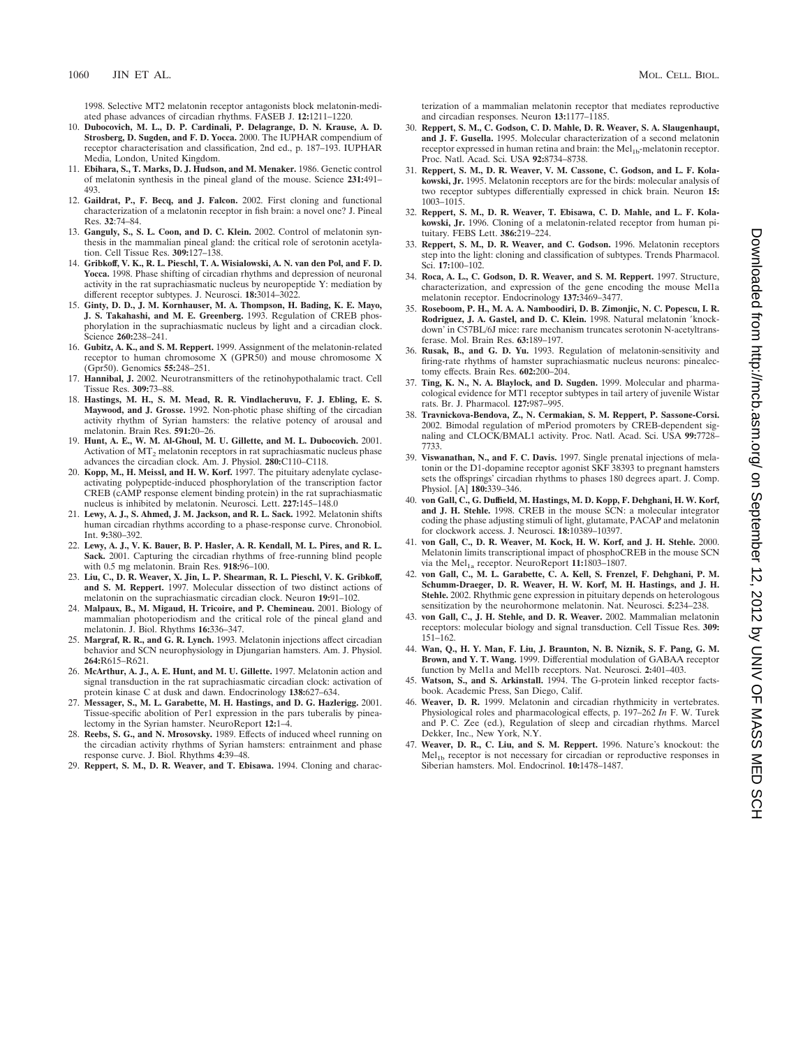1998. Selective MT2 melatonin receptor antagonists block melatonin-mediated phase advances of circadian rhythms. FASEB J. **12:**1211–1220.

10. **Dubocovich, M. L., D. P. Cardinali, P. Delagrange, D. N. Krause, A. D. Strosberg, D. Sugden, and F. D. Yocca.** 2000. The IUPHAR compendium of receptor characterisation and classification, 2nd ed., p. 187–193. IUPHAR Media, London, United Kingdom.
11. **Ebihara, S., T. Marks, D. J. Hudson, and M. Menaker.** 1986. Genetic control of melatonin synthesis in the pineal gland of the mouse. Science **231:**491–493.
12. **Gaildrat, P., F. Becq, and J. Falcon.** 2002. First cloning and functional characterization of a melatonin receptor in fish brain: a novel one? J. Pineal Res. **32**:74–84.
13. **Ganguly, S., S. L. Coon, and D. C. Klein.** 2002. Control of melatonin synthesis in the mammalian pineal gland: the critical role of serotonin acetylation. Cell Tissue Res. **309:**127–138.
14. **Gribkoff, V. K., R. L. Pieschl, T. A. Wisialowski, A. N. van den Pol, and F. D. Yocca.** 1998. Phase shifting of circadian rhythms and depression of neuronal activity in the rat suprachiasmatic nucleus by neuropeptide Y: mediation by different receptor subtypes. J. Neurosci. **18:**3014–3022.
15. **Ginty, D. D., J. M. Kornhauser, M. A. Thompson, H. Bading, K. E. Mayo, J. S. Takahashi, and M. E. Greenberg.** 1993. Regulation of CREB phosphorylation in the suprachiasmatic nucleus by light and a circadian clock. Science **260:**238–241.
16. **Gubitz, A. K., and S. M. Reppert.** 1999. Assignment of the melatonin-related receptor to human chromosome X (GPR50) and mouse chromosome X (Gpr50). Genomics **55:**248–251.
17. **Hannibal, J.** 2002. Neurotransmitters of the retinohypothalamic tract. Cell Tissue Res. **309:**73–88.
18. **Hastings, M. H., S. M. Mead, R. R. Vindlacheruvu, F. J. Ebling, E. S. Maywood, and J. Grosse.** 1992. Non-photic phase shifting of the circadian activity rhythm of Syrian hamsters: the relative potency of arousal and melatonin. Brain Res. **591:**20–26.
19. **Hunt, A. E., W. M. Al-Ghoul, M. U. Gillette, and M. L. Dubocovich.** 2001. Activation of $MT_2$ melatonin receptors in rat suprachiasmatic nucleus phase advances the circadian clock. Am. J. Physiol. **280:**C110–C118.
20. **Kopp, M., H. Meissl, and H. W. Korf.** 1997. The pituitary adenylate cyclase-activating polypeptide-induced phosphorylation of the transcription factor CREB (cAMP response element binding protein) in the rat suprachiasmatic nucleus is inhibited by melatonin. Neurosci. Lett. **227:**145–148.0
21. **Lewy, A. J., S. Ahmed, J. M. Jackson, and R. L. Sack.** 1992. Melatonin shifts human circadian rhythms according to a phase-response curve. Chronobiol. Int. **9:**380–392.
22. **Lewy, A. J., V. K. Bauer, B. P. Hasler, A. R. Kendall, M. L. Pires, and R. L. Sack.** 2001. Capturing the circadian rhythms of free-running blind people with 0.5 mg melatonin. Brain Res. **918:**96–100.
23. **Liu, C., D. R. Weaver, X. Jin, L. P. Shearman, R. L. Pieschl, V. K. Gribkoff, and S. M. Reppert.** 1997. Molecular dissection of two distinct actions of melatonin on the suprachiasmatic circadian clock. Neuron **19:**91–102.
24. **Malpaux, B., M. Migaud, H. Tricoire, and P. Chemineau.** 2001. Biology of mammalian photoperiodism and the critical role of the pineal gland and melatonin. J. Biol. Rhythms **16:**336–347.
25. **Margraf, R. R., and G. R. Lynch.** 1993. Melatonin injections affect circadian behavior and SCN neurophysiology in Djungarian hamsters. Am. J. Physiol. **264:**R615–R621.
26. **McArthur, A. J., A. E. Hunt, and M. U. Gillette.** 1997. Melatonin action and signal transduction in the rat suprachiasmatic circadian clock: activation of protein kinase C at dusk and dawn. Endocrinology **138:**627–634.
27. **Messager, S., M. L. Garabette, M. H. Hastings, and D. G. Hazlerigg.** 2001. Tissue-specific abolition of Per1 expression in the pars tuberalis by pinealectomy in the Syrian hamster. NeuroReport **12:**1–4.
28. **Reebs, S. G., and N. Mrosovsky.** 1989. Effects of induced wheel running on the circadian activity rhythms of Syrian hamsters: entrainment and phase response curve. J. Biol. Rhythms **4:**39–48.
29. **Reppert, S. M., D. R. Weaver, and T. Ebisawa.** 1994. Cloning and characterization of a mammalian melatonin receptor that mediates reproductive and circadian responses. Neuron **13:**1177–1185.
30. **Reppert, S. M., C. Godson, C. D. Mahle, D. R. Weaver, S. A. Slaugenhaupt, and J. F. Gusella.** 1995. Molecular characterization of a second melatonin receptor expressed in human retina and brain: the $Mel_{1b}$-melatonin receptor. Proc. Natl. Acad. Sci. USA **92:**8734–8738.
31. **Reppert, S. M., D. R. Weaver, V. M. Cassone, C. Godson, and L. F. Kolakowski, Jr.** 1995. Melatonin receptors are for the birds: molecular analysis of two receptor subtypes differentially expressed in chick brain. Neuron **15:**1003–1015.
32. **Reppert, S. M., D. R. Weaver, T. Ebisawa, C. D. Mahle, and L. F. Kolakowski, Jr.** 1996. Cloning of a melatonin-related receptor from human pituitary. FEBS Lett. **386:**219–224.
33. **Reppert, S. M., D. R. Weaver, and C. Godson.** 1996. Melatonin receptors step into the light: cloning and classification of subtypes. Trends Pharmacol. Sci. **17:**100–102.
34. **Roca, A. L., C. Godson, D. R. Weaver, and S. M. Reppert.** 1997. Structure, characterization, and expression of the gene encoding the mouse Mel1a melatonin receptor. Endocrinology **137:**3469–3477.
35. **Roseboom, P. H., M. A. A. Namboodiri, D. B. Zimonjic, N. C. Popescu, I. R. Rodriguez, J. A. Gastel, and D. C. Klein.** 1998. Natural melatonin 'knockdown' in C57BL/6J mice: rare mechanism truncates serotonin N-acetyltransferase. Mol. Brain Res. **63:**189–197.
36. **Rusak, B., and G. D. Yu.** 1993. Regulation of melatonin-sensitivity and firing-rate rhythms of hamster suprachiasmatic nucleus neurons: pinealectomy effects. Brain Res. **602:**200–204.
37. **Ting, K. N., N. A. Blaylock, and D. Sugden.** 1999. Molecular and pharmacological evidence for MT1 receptor subtypes in tail artery of juvenile Wistar rats. Br. J. Pharmacol. **127:**987–995.
38. **Travnickova-Bendova, Z., N. Cermakian, S. M. Reppert, P. Sassone-Corsi.** 2002. Bimodal regulation of mPeriod promoters by CREB-dependent signaling and CLOCK/BMAL1 activity. Proc. Natl. Acad. Sci. USA **99:**7728–7733.
39. **Viswanathan, N., and F. C. Davis.** 1997. Single prenatal injections of melatonin or the D1-dopamine receptor agonist SKF 38393 to pregnant hamsters sets the offsprings' circadian rhythms to phases 180 degrees apart. J. Comp. Physiol. [A] **180:**339–346.
40. **von Gall, C., G. Duffield, M. Hastings, M. D. Kopp, F. Dehghani, H. W. Korf, and J. H. Stehle.** 1998. CREB in the mouse SCN: a molecular integrator coding the phase adjusting stimuli of light, glutamate, PACAP and melatonin for clockwork access. J. Neurosci. **18:**10389–10397.
41. **von Gall, C., D. R. Weaver, M. Kock, H. W. Korf, and J. H. Stehle.** 2000. Melatonin limits transcriptional impact of phosphoCREB in the mouse SCN via the $Mel_{1a}$ receptor. NeuroReport **11:**1803–1807.
42. **von Gall, C., M. L. Garabette, C. A. Kell, S. Frenzel, F. Dehghani, P. M. Schumm-Draeger, D. R. Weaver, H. W. Korf, M. H. Hastings, and J. H. Stehle.** 2002. Rhythmic gene expression in pituitary depends on heterologous sensitization by the neurohormone melatonin. Nat. Neurosci. **5:**234–238.
43. **von Gall, C., J. H. Stehle, and D. R. Weaver.** 2002. Mammalian melatonin receptors: molecular biology and signal transduction. Cell Tissue Res. **309:**151–162.
44. **Wan, Q., H. Y. Man, F. Liu, J. Braunton, N. B. Niznik, S. F. Pang, G. M. Brown, and Y. T. Wang.** 1999. Differential modulation of GABAA receptor function by Mel1a and Mel1b receptors. Nat. Neurosci. **2:**401–403.
45. **Watson, S., and S. Arkinstall.** 1994. The G-protein linked receptor factsbook. Academic Press, San Diego, Calif.
46. **Weaver, D. R.** 1999. Melatonin and circadian rhythmicity in vertebrates. Physiological roles and pharmacological effects, p. 197–262 *In* F. W. Turek and P. C. Zee (ed.), Regulation of sleep and circadian rhythms. Marcel Dekker, Inc., New York, N.Y.
47. **Weaver, D. R., C. Liu, and S. M. Reppert.** 1996. Nature's knockout: the $Mel_{1b}$ receptor is not necessary for circadian or reproductive responses in Siberian hamsters. Mol. Endocrinol. **10:**1478–1487.